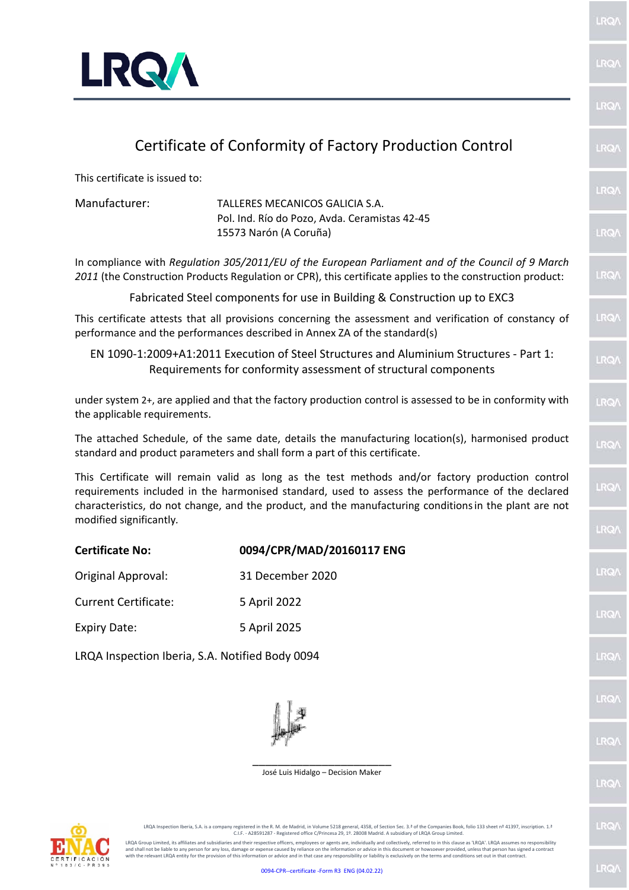# Certificate of Conformity of Factory Production Control

This certificate is issued to:

Manufacturer: TALLERES MECANICOS GALICIA S.A.
Pol. Ind. Río do Pozo, Avda. Ceramistas 42-45
15573 Narón (A Coruña)

In compliance with *Regulation 305/2011/EU of the European Parliament and of the Council of 9 March 2011* (the Construction Products Regulation or CPR), this certificate applies to the construction product:

Fabricated Steel components for use in Building & Construction up to EXC3

This certificate attests that all provisions concerning the assessment and verification of constancy of performance and the performances described in Annex ZA of the standard(s)

EN 1090-1:2009+A1:2011 Execution of Steel Structures and Aluminium Structures - Part 1: Requirements for conformity assessment of structural components

under system 2+, are applied and that the factory production control is assessed to be in conformity with the applicable requirements.

The attached Schedule, of the same date, details the manufacturing location(s), harmonised product standard and product parameters and shall form a part of this certificate.

This Certificate will remain valid as long as the test methods and/or factory production control requirements included in the harmonised standard, used to assess the performance of the declared characteristics, do not change, and the product, and the manufacturing conditions in the plant are not modified significantly.

**Certificate No:** **0094/CPR/MAD/20160117 ENG**

Original Approval: 31 December 2020

Current Certificate: 5 April 2022

Expiry Date: 5 April 2025

LRQA Inspection Iberia, S.A. Notified Body 0094

José Luis Hidalgo – Decision Maker

LRQA Inspection Iberia, S.A. is a company registered in the R. M. de Madrid, in Volume 5218 general, 4358, of Section Sec. 3.ª of the Companies Book, folio 133 sheet nº 41397, inscription. 1.ª C.I.F. - A28591287 - Registered office C/Princesa 29, 1º. 28008 Madrid. A subsidiary of LRQA Group Limited.

LRQA Group Limited, its affiliates and subsidiaries and their respective officers, employees or agents are, individually and collectively, referred to in this clause as 'LRQA'. LRQA assumes no responsibility and shall not be liable to any person for any loss, damage or expense caused by reliance on the information or advice in this document or howsoever provided, unless that person has signed a contract with the relevant LRQA entity for the provision of this information or advice and in that case any responsibility or liability is exclusively on the terms and conditions set out in that contract.

0094-CPR--certificate -Form R3 ENG (04.02.22)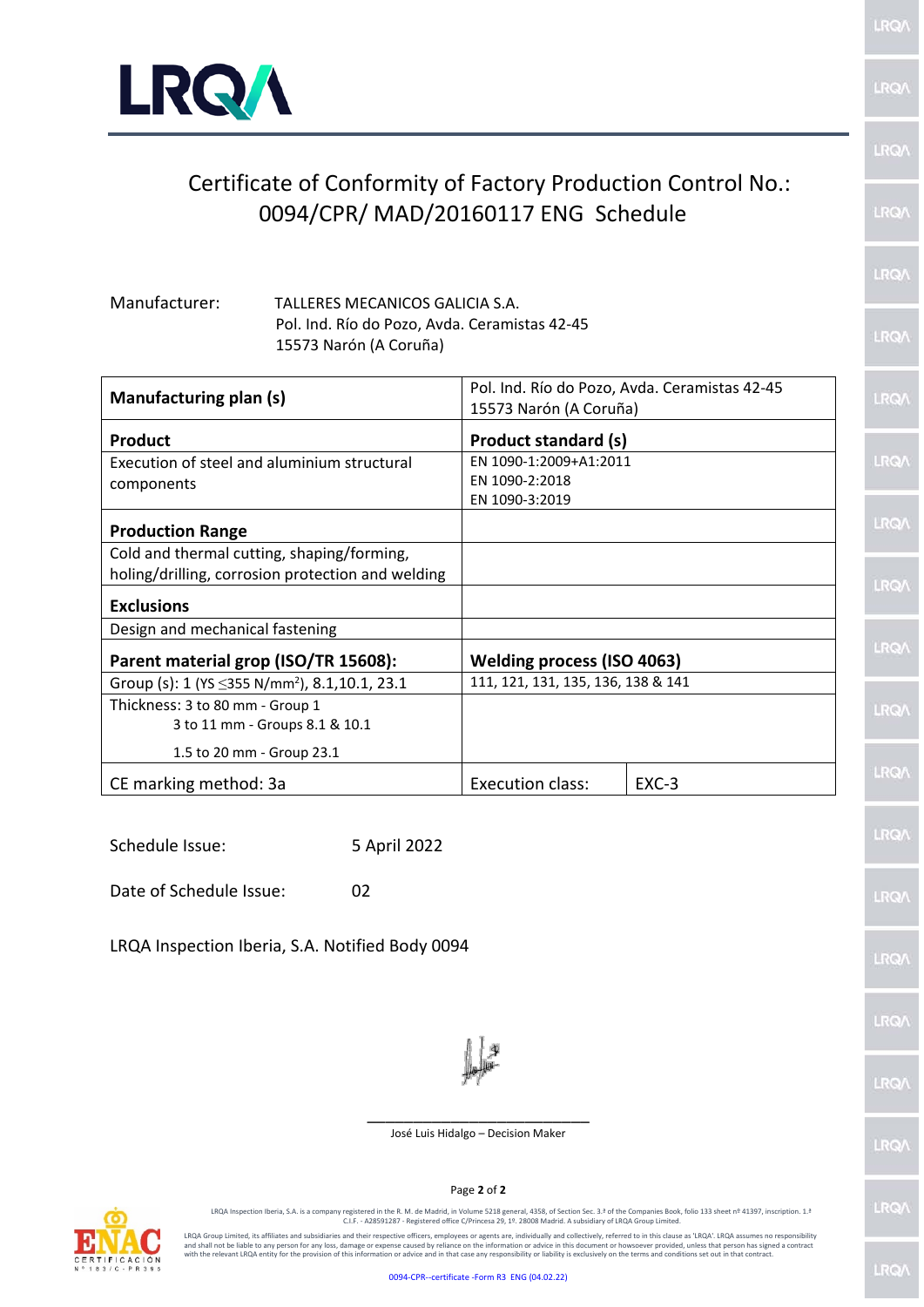# Certificate of Conformity of Factory Production Control No.: 0094/CPR/ MAD/20160117 ENG Schedule

Manufacturer: TALLERES MECANICOS GALICIA S.A.
Pol. Ind. Río do Pozo, Avda. Ceramistas 42-45
15573 Narón (A Coruña)

| | | |
|---|---|---|
| **Manufacturing plan (s)** | Pol. Ind. Río do Pozo, Avda. Ceramistas 42-45<br>15573 Narón (A Coruña) | |
| **Product** | **Product standard (s)** | |
| Execution of steel and aluminium structural components | EN 1090-1:2009+A1:2011<br>EN 1090-2:2018<br>EN 1090-3:2019 | |
| **Production Range** | | |
| Cold and thermal cutting, shaping/forming, holing/drilling, corrosion protection and welding | | |
| **Exclusions** | | |
| Design and mechanical fastening | | |
| **Parent material grop (ISO/TR 15608):** | **Welding process (ISO 4063)** | |
| Group (s): 1 (YS ≤355 N/mm²), 8.1,10.1, 23.1 | 111, 121, 131, 135, 136, 138 & 141 | |
| Thickness: 3 to 80 mm - Group 1<br>3 to 11 mm - Groups 8.1 & 10.1<br>1.5 to 20 mm - Group 23.1 | | |
| CE marking method: 3a | Execution class: | EXC-3 |

Schedule Issue: 5 April 2022

Date of Schedule Issue: 02

LRQA Inspection Iberia, S.A. Notified Body 0094

José Luis Hidalgo – Decision Maker

LRQA Inspection Iberia, S.A. is a company registered in the R. M. de Madrid, in Volume 5218 general, 4358, of Section Sec. 3.ª of the Companies Book, folio 133 sheet nº 41397, inscription. 1.ª C.I.F. - A28591287 - Registered office C/Princesa 29, 1º. 28008 Madrid. A subsidiary of LRQA Group Limited.

LRQA Group Limited, its affiliates and subsidiaries and their respective officers, employees or agents are, individually and collectively, referred to in this clause as 'LRQA'. LRQA assumes no responsibility and shall not be liable to any person for any loss, damage or expense caused by reliance on the information or advice in this document or howsoever provided, unless that person has signed a contract with the relevant LRQA entity for the provision of this information or advice and in that case any responsibility or liability is exclusively on the terms and conditions set out in that contract.

ENAC CERTIFICACIÓN Nº 183/C-PR395

0094-CPR--certificate -Form R3 ENG (04.02.22)